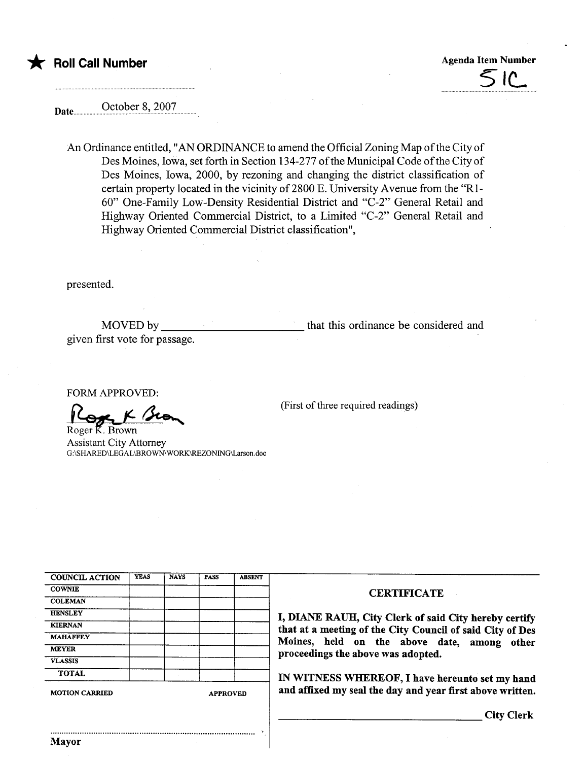★ **Roll Call Number**

**Agenda Item Number**

51C

Date October 8, 2007

An Ordinance entitled, "AN ORDINANCE to amend the Official Zoning Map of the City of Des Moines, Iowa, set forth in Section 134-277 of the Municipal Code of the City of Des Moines, Iowa, 2000, by rezoning and changing the district classification of certain property located in the vicinity of 2800 E. University Avenue from the "R1-60" One-Family Low-Density Residential District and "C-2" General Retail and Highway Oriented Commercial District, to a Limited "C-2" General Retail and Highway Oriented Commercial District classification",

presented.

MOVED by ______________________ that this ordinance be considered and given first vote for passage.

FORM APPROVED:

Roger K. Brown
Assistant City Attorney
G:\SHARED\LEGAL\BROWN\WORK\REZONING\Larson.doc

(First of three required readings)

| COUNCIL ACTION | YEAS | NAYS | PASS | ABSENT |
|---|---|---|---|---|
| COWNIE | | | | |
| COLEMAN | | | | |
| HENSLEY | | | | |
| KIERNAN | | | | |
| MAHAFFEY | | | | |
| MEYER | | | | |
| VLASSIS | | | | |
| TOTAL | | | | |

MOTION CARRIED APPROVED

Mayor

**CERTIFICATE**

**I, DIANE RAUH, City Clerk of said City hereby certify that at a meeting of the City Council of said City of Des Moines, held on the above date, among other proceedings the above was adopted.**

**IN WITNESS WHEREOF, I have hereunto set my hand and affixed my seal the day and year first above written.**

______________________ **City Clerk**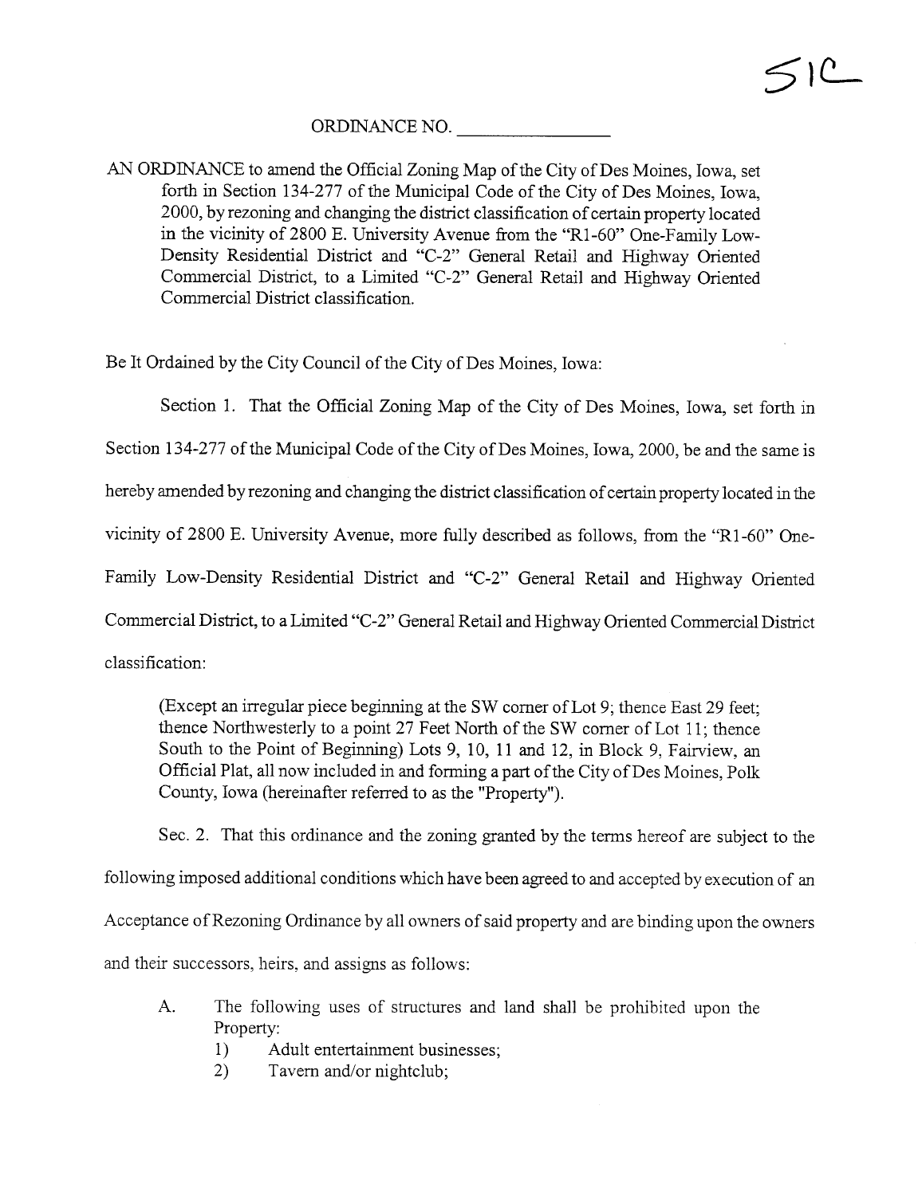51C

ORDINANCE NO. _______________

AN ORDINANCE to amend the Official Zoning Map of the City of Des Moines, Iowa, set forth in Section 134-277 of the Municipal Code of the City of Des Moines, Iowa, 2000, by rezoning and changing the district classification of certain property located in the vicinity of 2800 E. University Avenue from the "R1-60" One-Family Low-Density Residential District and "C-2" General Retail and Highway Oriented Commercial District, to a Limited "C-2" General Retail and Highway Oriented Commercial District classification.

Be It Ordained by the City Council of the City of Des Moines, Iowa:

Section 1. That the Official Zoning Map of the City of Des Moines, Iowa, set forth in Section 134-277 of the Municipal Code of the City of Des Moines, Iowa, 2000, be and the same is hereby amended by rezoning and changing the district classification of certain property located in the vicinity of 2800 E. University Avenue, more fully described as follows, from the "R1-60" One-Family Low-Density Residential District and "C-2" General Retail and Highway Oriented Commercial District, to a Limited "C-2" General Retail and Highway Oriented Commercial District classification:

> (Except an irregular piece beginning at the SW corner of Lot 9; thence East 29 feet; thence Northwesterly to a point 27 Feet North of the SW corner of Lot 11; thence South to the Point of Beginning) Lots 9, 10, 11 and 12, in Block 9, Fairview, an Official Plat, all now included in and forming a part of the City of Des Moines, Polk County, Iowa (hereinafter referred to as the "Property").

Sec. 2. That this ordinance and the zoning granted by the terms hereof are subject to the following imposed additional conditions which have been agreed to and accepted by execution of an Acceptance of Rezoning Ordinance by all owners of said property and are binding upon the owners and their successors, heirs, and assigns as follows:

A. The following uses of structures and land shall be prohibited upon the Property:
   1) Adult entertainment businesses;
   2) Tavern and/or nightclub;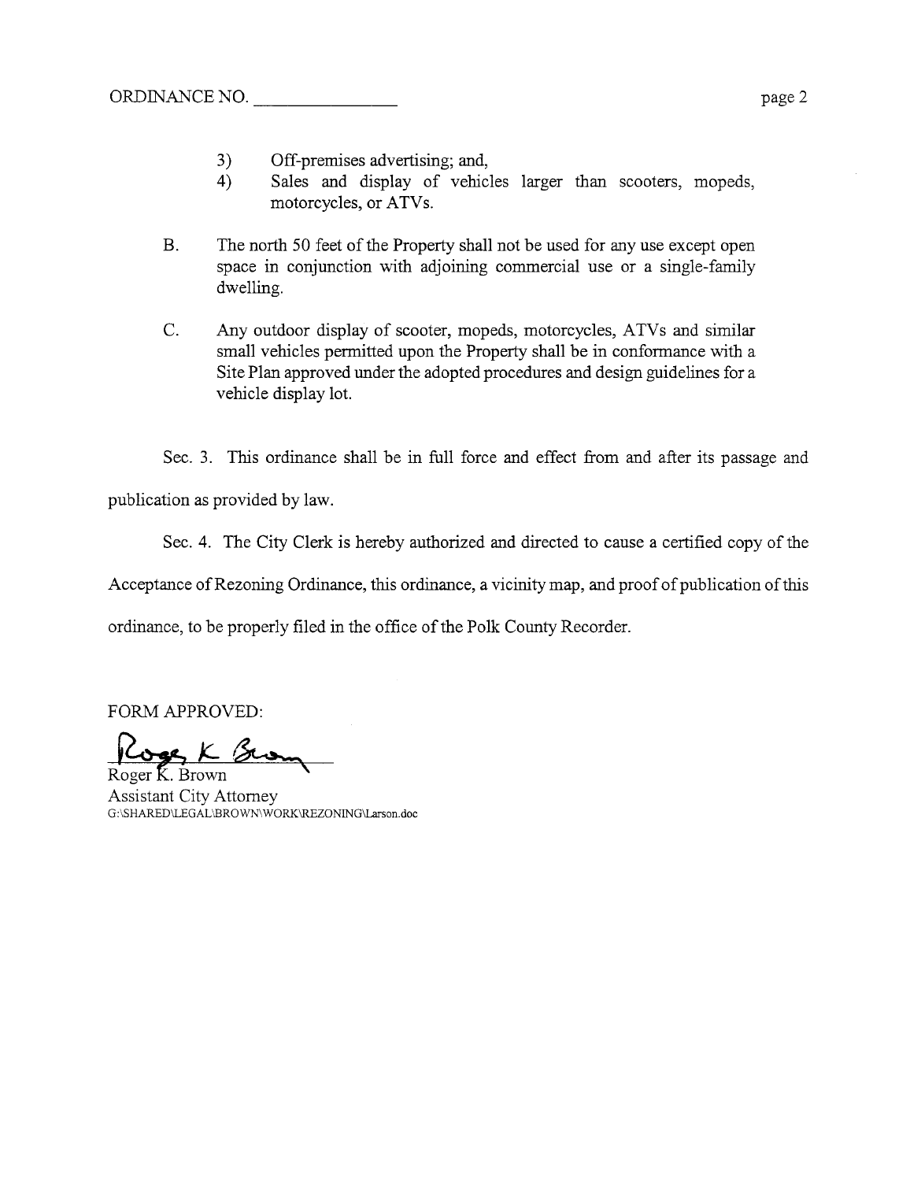3) Off-premises advertising; and,

4) Sales and display of vehicles larger than scooters, mopeds, motorcycles, or ATVs.

B. The north 50 feet of the Property shall not be used for any use except open space in conjunction with adjoining commercial use or a single-family dwelling.

C. Any outdoor display of scooter, mopeds, motorcycles, ATVs and similar small vehicles permitted upon the Property shall be in conformance with a Site Plan approved under the adopted procedures and design guidelines for a vehicle display lot.

Sec. 3. This ordinance shall be in full force and effect from and after its passage and publication as provided by law.

Sec. 4. The City Clerk is hereby authorized and directed to cause a certified copy of the Acceptance of Rezoning Ordinance, this ordinance, a vicinity map, and proof of publication of this ordinance, to be properly filed in the office of the Polk County Recorder.

FORM APPROVED:

Roger K. Brown
Assistant City Attorney
G:\SHARED\LEGAL\BROWN\WORK\REZONING\Larson.doc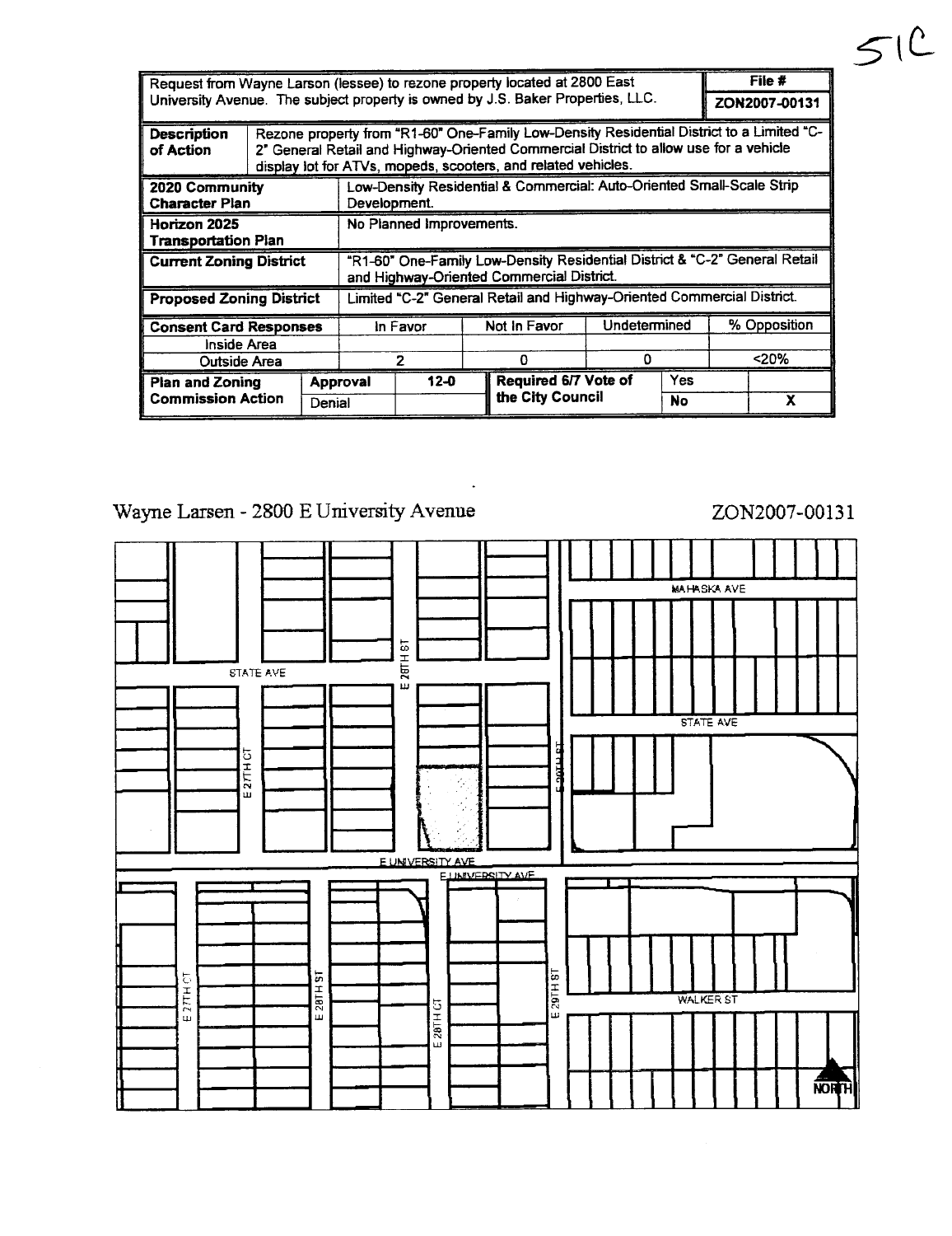51C

| Request from Wayne Larson (lessee) to rezone property located at 2800 East University Avenue. The subject property is owned by J.S. Baker Properties, LLC. | | | | | | File # |
|---|---|---|---|---|---|---|
| | | | | | | ZON2007-00131 |
| **Description of Action** | Rezone property from "R1-60" One-Family Low-Density Residential District to a Limited "C-2" General Retail and Highway-Oriented Commercial District to allow use for a vehicle display lot for ATVs, mopeds, scooters, and related vehicles. | | | | | |
| **2020 Community Character Plan** | Low-Density Residential & Commercial: Auto-Oriented Small-Scale Strip Development. | | | | | |
| **Horizon 2025 Transportation Plan** | No Planned Improvements. | | | | | |
| **Current Zoning District** | "R1-60" One-Family Low-Density Residential District & "C-2" General Retail and Highway-Oriented Commercial District. | | | | | |
| **Proposed Zoning District** | Limited "C-2" General Retail and Highway-Oriented Commercial District. | | | | | |
| **Consent Card Responses** | | In Favor | Not In Favor | Undetermined | | % Opposition |
| Inside Area | | | | | | |
| Outside Area | | 2 | 0 | 0 | | <20% |
| **Plan and Zoning Commission Action** | Approval | 12-0 | **Required 6/7 Vote of the City Council** | Yes | | |
| | Denial | | | No | | X |

Wayne Larsen - 2800 E University Avenue

ZON2007-00131

MAHASKA AVE

STATE AVE

E 28TH ST

STATE AVE

E 27TH CT

E 29TH ST

E UNIVERSITY AVE

E UNIVERSITY AVE

E 27TH CT

E 28TH ST

E 28TH CT

E 29TH ST

WALKER ST

NORTH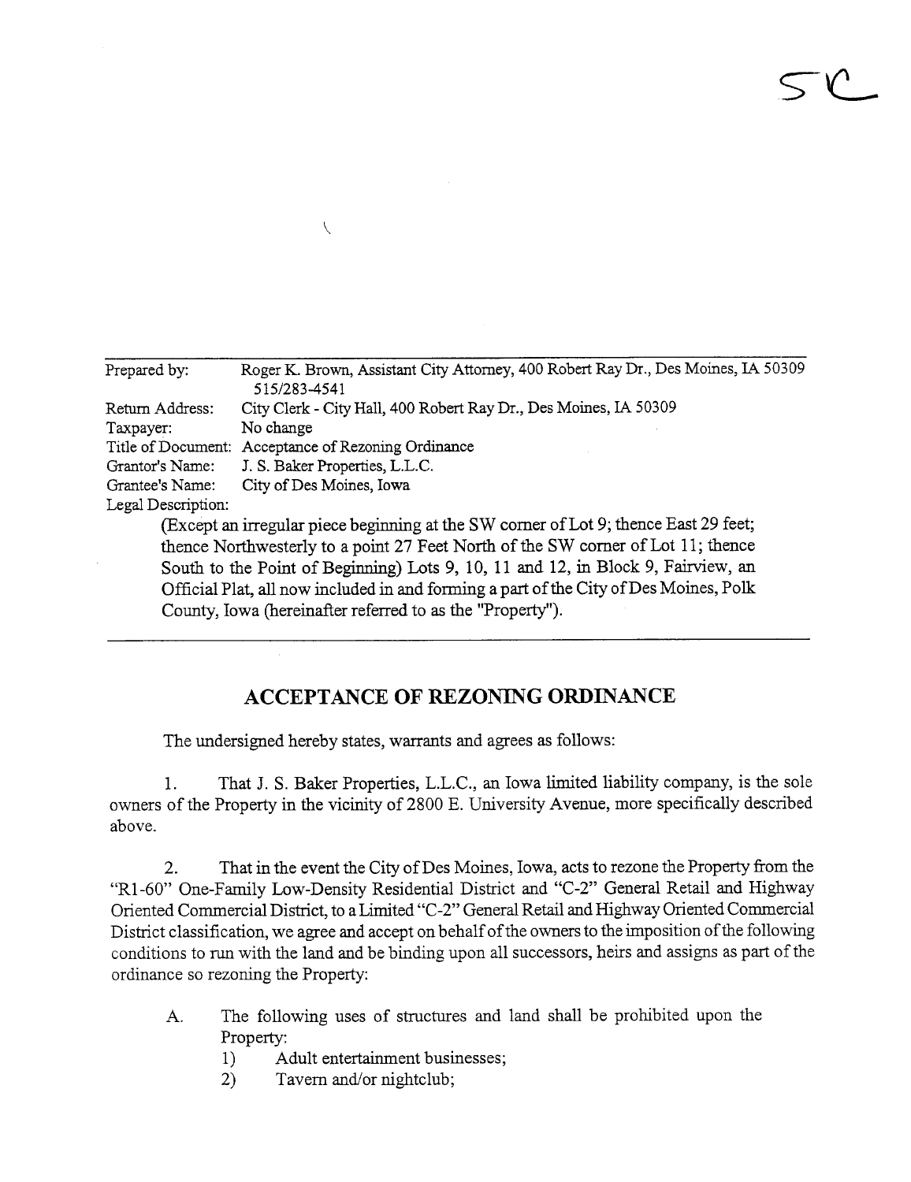5C

| | |
|---|---|
| Prepared by: | Roger K. Brown, Assistant City Attorney, 400 Robert Ray Dr., Des Moines, IA 50309 515/283-4541 |
| Return Address: | City Clerk - City Hall, 400 Robert Ray Dr., Des Moines, IA 50309 |
| Taxpayer: | No change |
| Title of Document: | Acceptance of Rezoning Ordinance |
| Grantor's Name: | J. S. Baker Properties, L.L.C. |
| Grantee's Name: | City of Des Moines, Iowa |
| Legal Description: | |

(Except an irregular piece beginning at the SW corner of Lot 9; thence East 29 feet; thence Northwesterly to a point 27 Feet North of the SW corner of Lot 11; thence South to the Point of Beginning) Lots 9, 10, 11 and 12, in Block 9, Fairview, an Official Plat, all now included in and forming a part of the City of Des Moines, Polk County, Iowa (hereinafter referred to as the "Property").

## ACCEPTANCE OF REZONING ORDINANCE

The undersigned hereby states, warrants and agrees as follows:

1. That J. S. Baker Properties, L.L.C., an Iowa limited liability company, is the sole owners of the Property in the vicinity of 2800 E. University Avenue, more specifically described above.

2. That in the event the City of Des Moines, Iowa, acts to rezone the Property from the "R1-60" One-Family Low-Density Residential District and "C-2" General Retail and Highway Oriented Commercial District, to a Limited "C-2" General Retail and Highway Oriented Commercial District classification, we agree and accept on behalf of the owners to the imposition of the following conditions to run with the land and be binding upon all successors, heirs and assigns as part of the ordinance so rezoning the Property:

   A. The following uses of structures and land shall be prohibited upon the Property:
      1) Adult entertainment businesses;
      2) Tavern and/or nightclub;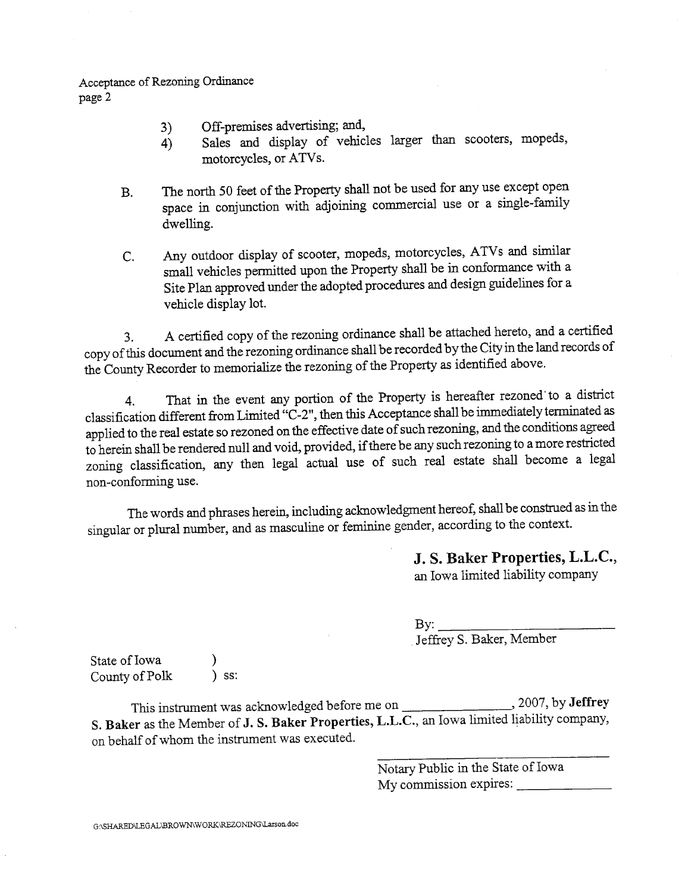Acceptance of Rezoning Ordinance
page 2

3) Off-premises advertising; and,
4) Sales and display of vehicles larger than scooters, mopeds, motorcycles, or ATVs.

B. The north 50 feet of the Property shall not be used for any use except open space in conjunction with adjoining commercial use or a single-family dwelling.

C. Any outdoor display of scooter, mopeds, motorcycles, ATVs and similar small vehicles permitted upon the Property shall be in conformance with a Site Plan approved under the adopted procedures and design guidelines for a vehicle display lot.

3. A certified copy of the rezoning ordinance shall be attached hereto, and a certified copy of this document and the rezoning ordinance shall be recorded by the City in the land records of the County Recorder to memorialize the rezoning of the Property as identified above.

4. That in the event any portion of the Property is hereafter rezoned to a district classification different from Limited "C-2", then this Acceptance shall be immediately terminated as applied to the real estate so rezoned on the effective date of such rezoning, and the conditions agreed to herein shall be rendered null and void, provided, if there be any such rezoning to a more restricted zoning classification, any then legal actual use of such real estate shall become a legal non-conforming use.

The words and phrases herein, including acknowledgment hereof, shall be construed as in the singular or plural number, and as masculine or feminine gender, according to the context.

**J. S. Baker Properties, L.L.C.,**
an Iowa limited liability company

By: ___________________________
Jeffrey S. Baker, Member

State of Iowa )
County of Polk ) ss:

This instrument was acknowledged before me on _______________, 2007, by **Jeffrey S. Baker** as the Member of **J. S. Baker Properties, L.L.C.**, an Iowa limited liability company, on behalf of whom the instrument was executed.

___________________________
Notary Public in the State of Iowa
My commission expires: ____________

G:\SHARED\LEGAL\BROWN\WORK\REZONING\Larson.doc